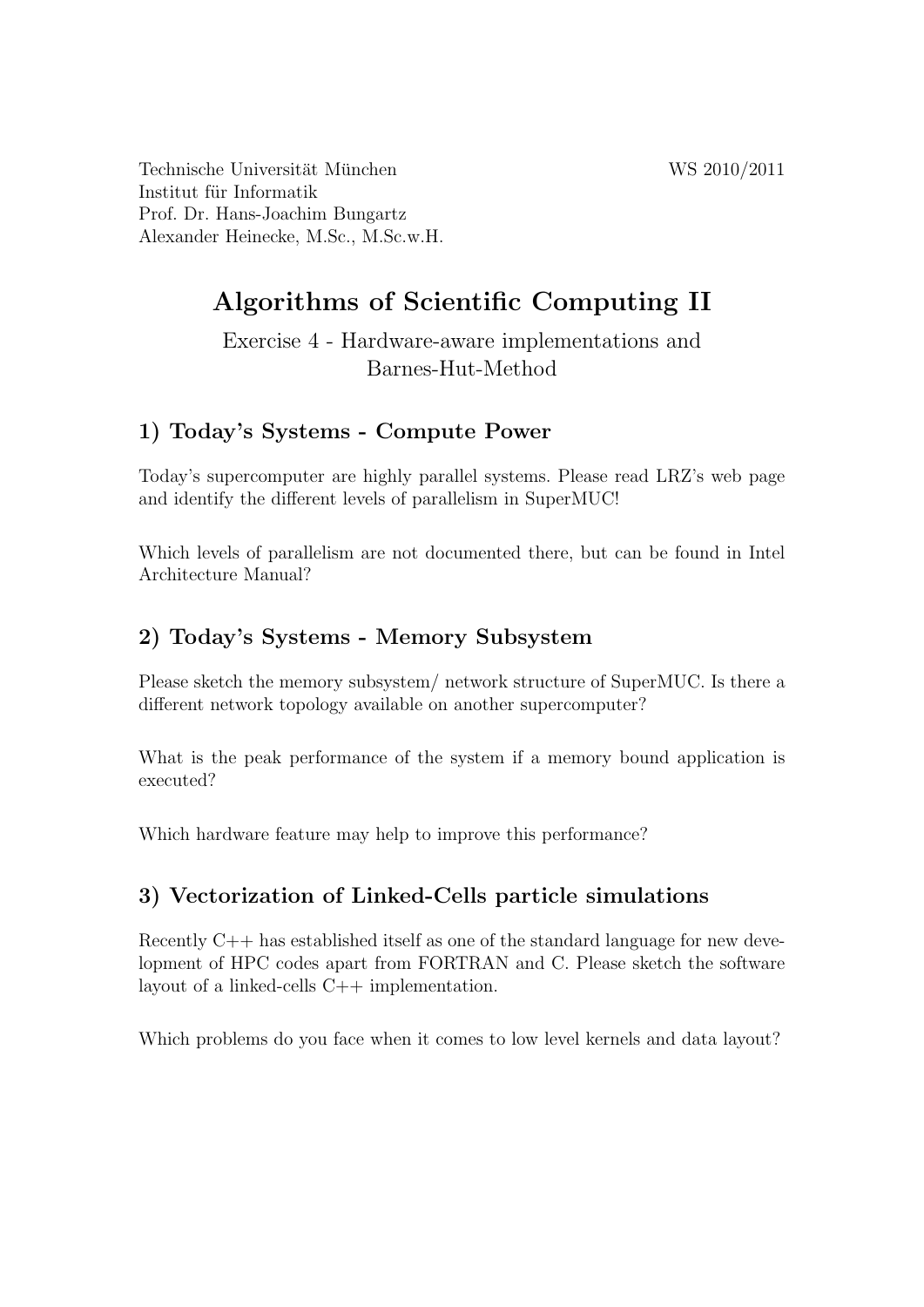Technische Universität München
Institut für Informatik
Prof. Dr. Hans-Joachim Bungartz
Alexander Heinecke, M.Sc., M.Sc.w.H.

WS 2010/2011

# Algorithms of Scientific Computing II

Exercise 4 - Hardware-aware implementations and Barnes-Hut-Method

## 1) Today's Systems - Compute Power

Today's supercomputer are highly parallel systems. Please read LRZ's web page and identify the different levels of parallelism in SuperMUC!

Which levels of parallelism are not documented there, but can be found in Intel Architecture Manual?

## 2) Today's Systems - Memory Subsystem

Please sketch the memory subsystem/ network structure of SuperMUC. Is there a different network topology available on another supercomputer?

What is the peak performance of the system if a memory bound application is executed?

Which hardware feature may help to improve this performance?

## 3) Vectorization of Linked-Cells particle simulations

Recently C++ has established itself as one of the standard language for new development of HPC codes apart from FORTRAN and C. Please sketch the software layout of a linked-cells C++ implementation.

Which problems do you face when it comes to low level kernels and data layout?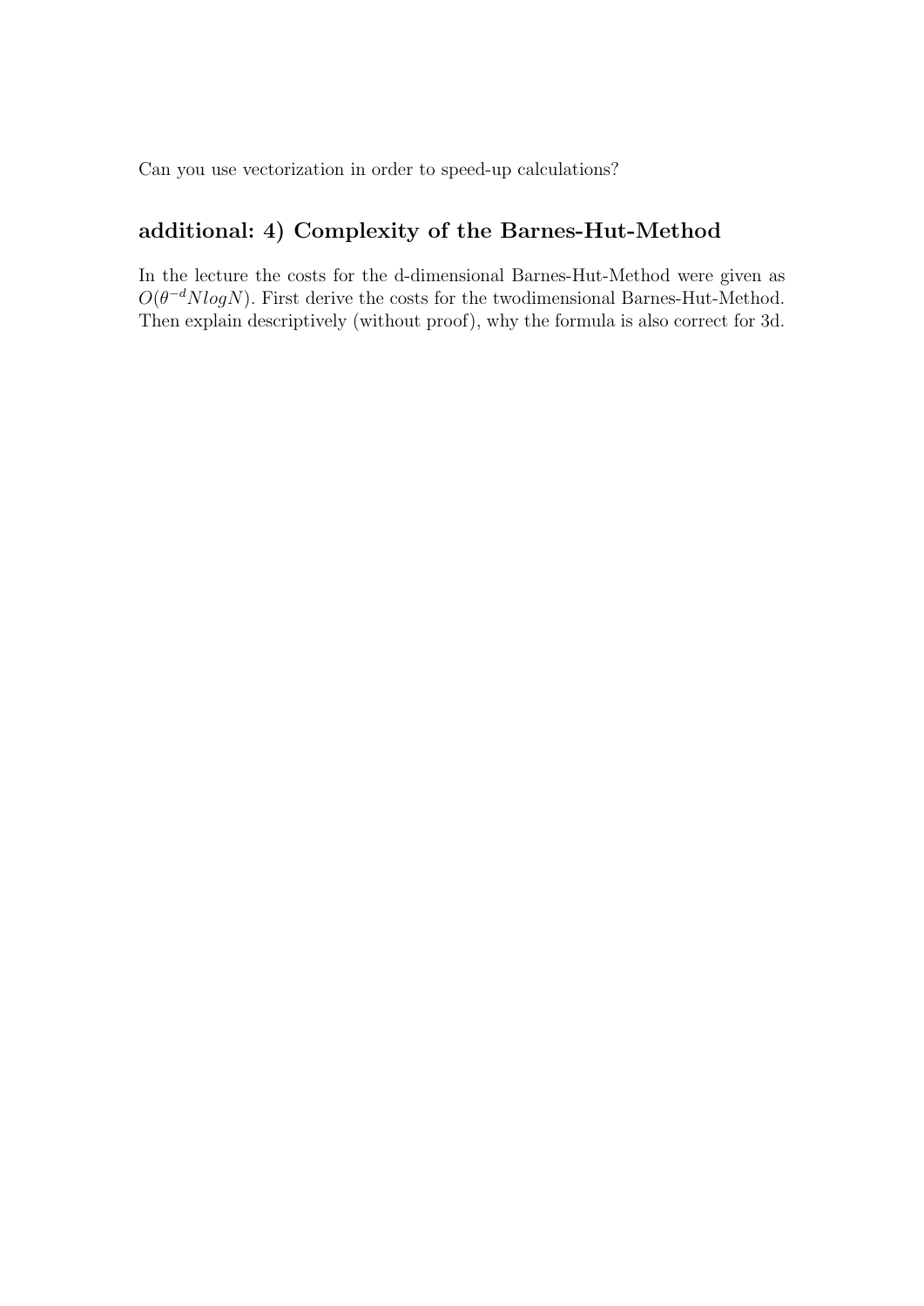Can you use vectorization in order to speed-up calculations?

## additional: 4) Complexity of the Barnes-Hut-Method

In the lecture the costs for the d-dimensional Barnes-Hut-Method were given as $O(\theta^{-d} N log N)$. First derive the costs for the twodimensional Barnes-Hut-Method. Then explain descriptively (without proof), why the formula is also correct for 3d.